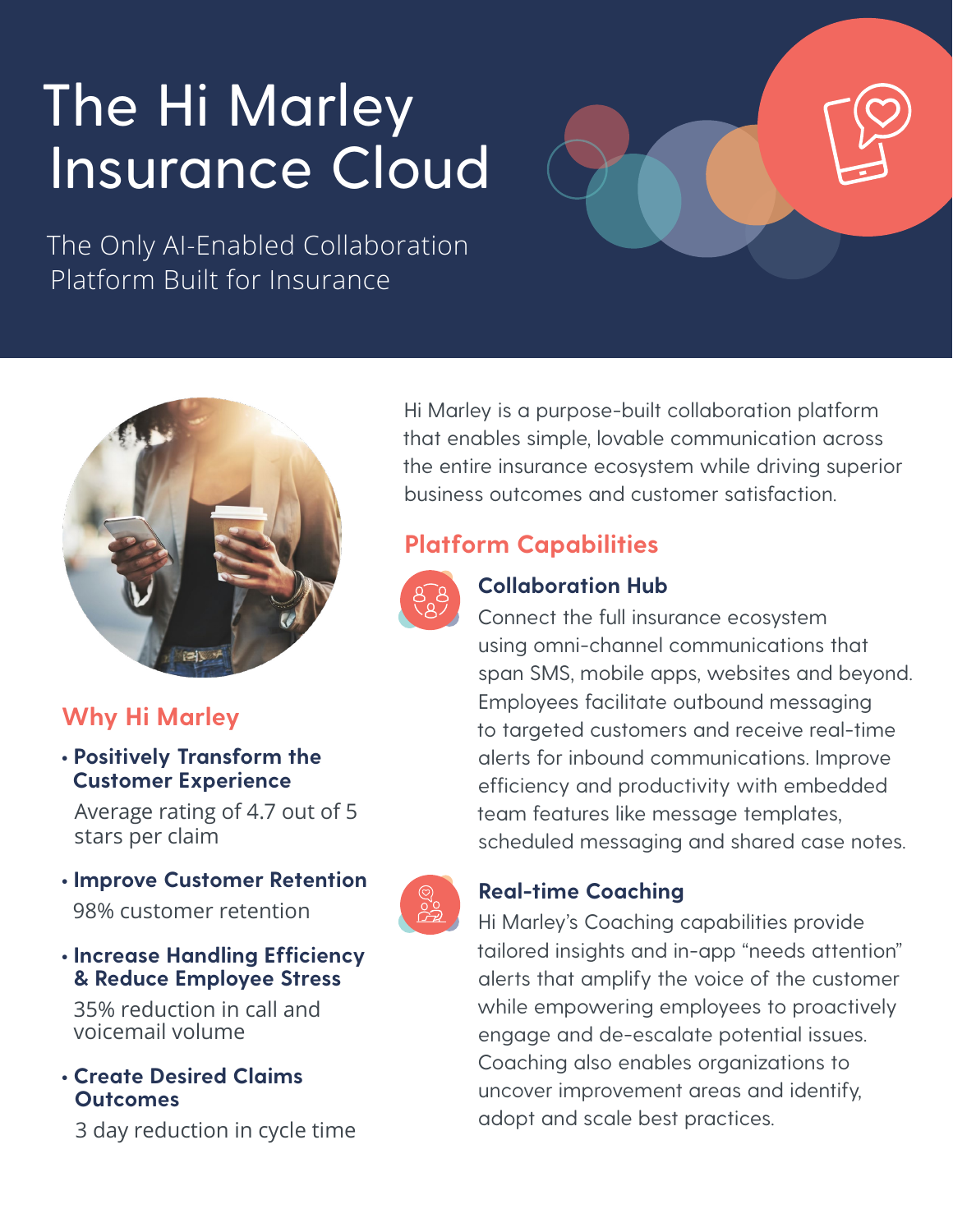# The Hi Marley Insurance Cloud

The Only AI-Enabled Collaboration Platform Built for Insurance

Hi Marley is a purpose-built collaboration platform that enables simple, lovable communication across the entire insurance ecosystem while driving superior business outcomes and customer satisfaction.

## Platform Capabilities

### Collaboration Hub

Connect the full insurance ecosystem using omni-channel communications that span SMS, mobile apps, websites and beyond. Employees facilitate outbound messaging to targeted customers and receive real-time alerts for inbound communications. Improve efficiency and productivity with embedded team features like message templates, scheduled messaging and shared case notes.

### Real-time Coaching

Hi Marley's Coaching capabilities provide tailored insights and in-app "needs attention" alerts that amplify the voice of the customer while empowering employees to proactively engage and de-escalate potential issues. Coaching also enables organizations to uncover improvement areas and identify, adopt and scale best practices.

## Why Hi Marley

- **Positively Transform the Customer Experience**
  Average rating of 4.7 out of 5 stars per claim
- **Improve Customer Retention**
  98% customer retention
- **Increase Handling Efficiency & Reduce Employee Stress**
  35% reduction in call and voicemail volume
- **Create Desired Claims Outcomes**
  3 day reduction in cycle time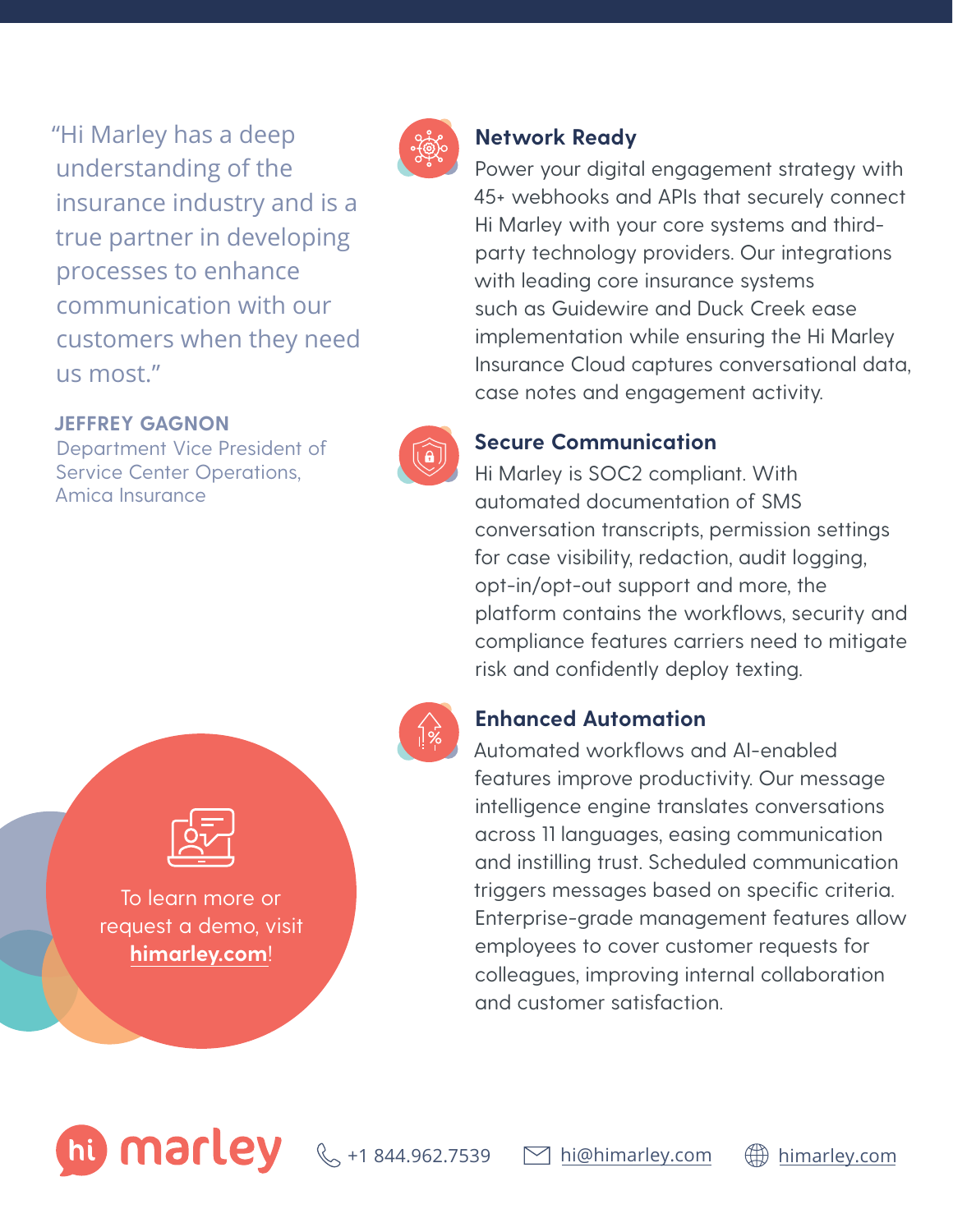"Hi Marley has a deep understanding of the insurance industry and is a true partner in developing processes to enhance communication with our customers when they need us most."

**JEFFREY GAGNON**
Department Vice President of Service Center Operations, Amica Insurance

## Network Ready

Power your digital engagement strategy with 45+ webhooks and APIs that securely connect Hi Marley with your core systems and third-party technology providers. Our integrations with leading core insurance systems such as Guidewire and Duck Creek ease implementation while ensuring the Hi Marley Insurance Cloud captures conversational data, case notes and engagement activity.

## Secure Communication

Hi Marley is SOC2 compliant. With automated documentation of SMS conversation transcripts, permission settings for case visibility, redaction, audit logging, opt-in/opt-out support and more, the platform contains the workflows, security and compliance features carriers need to mitigate risk and confidently deploy texting.

## Enhanced Automation

Automated workflows and AI-enabled features improve productivity. Our message intelligence engine translates conversations across 11 languages, easing communication and instilling trust. Scheduled communication triggers messages based on specific criteria. Enterprise-grade management features allow employees to cover customer requests for colleagues, improving internal collaboration and customer satisfaction.

To learn more or request a demo, visit **himarley.com**!

hi marley

+1 844.962.7539 | hi@himarley.com | himarley.com